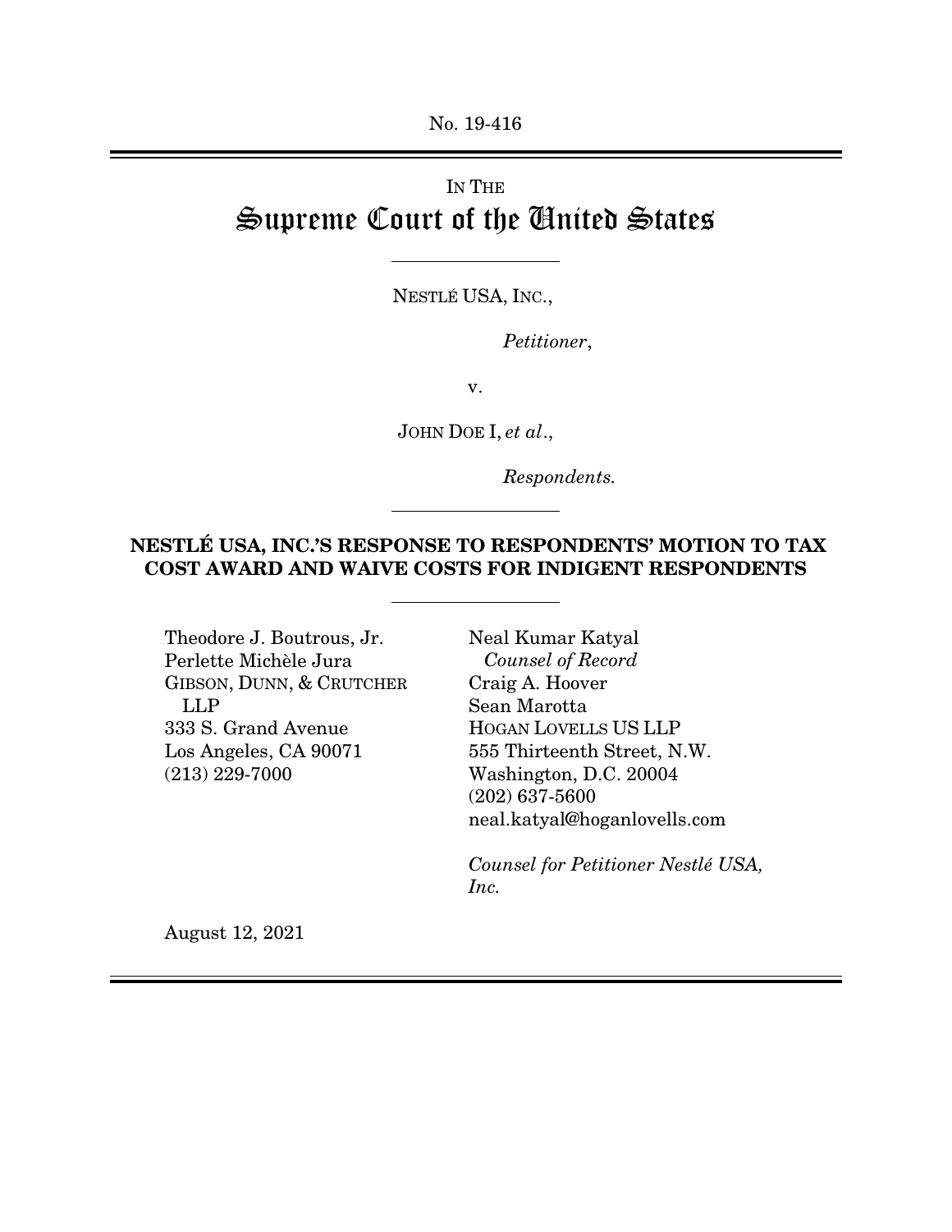No. 19-416

---

IN THE

# Supreme Court of the United States

---

NESTLÉ USA, INC.,

*Petitioner*,

v.

JOHN DOE I, *et al*.,

*Respondents.*

---

**NESTLÉ USA, INC.'S RESPONSE TO RESPONDENTS' MOTION TO TAX COST AWARD AND WAIVE COSTS FOR INDIGENT RESPONDENTS**

---

Theodore J. Boutrous, Jr.
Perlette Michèle Jura
GIBSON, DUNN, & CRUTCHER LLP
333 S. Grand Avenue
Los Angeles, CA 90071
(213) 229-7000

Neal Kumar Katyal
*Counsel of Record*
Craig A. Hoover
Sean Marotta
HOGAN LOVELLS US LLP
555 Thirteenth Street, N.W.
Washington, D.C. 20004
(202) 637-5600
neal.katyal@hoganlovells.com

*Counsel for Petitioner Nestlé USA, Inc.*

August 12, 2021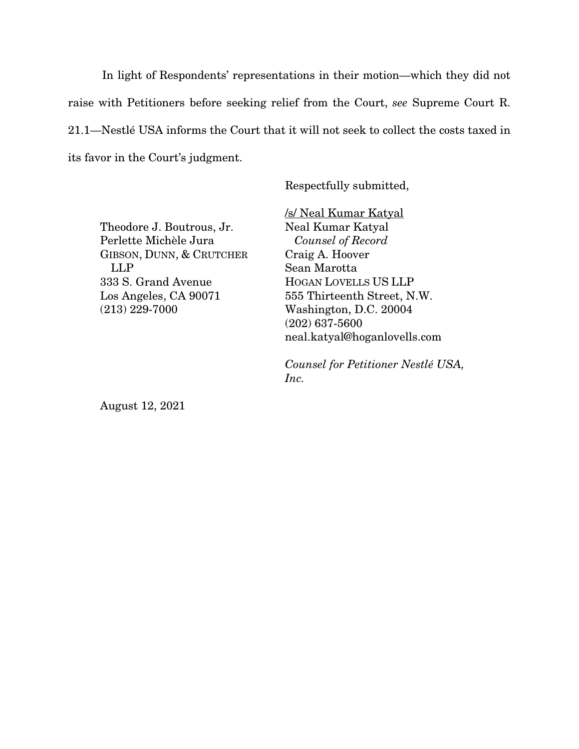In light of Respondents' representations in their motion—which they did not raise with Petitioners before seeking relief from the Court, *see* Supreme Court R. 21.1—Nestlé USA informs the Court that it will not seek to collect the costs taxed in its favor in the Court's judgment.

Respectfully submitted,

/s/ Neal Kumar Katyal
Neal Kumar Katyal
*Counsel of Record*
Craig A. Hoover
Sean Marotta
HOGAN LOVELLS US LLP
555 Thirteenth Street, N.W.
Washington, D.C. 20004
(202) 637-5600
neal.katyal@hoganlovells.com

*Counsel for Petitioner Nestlé USA, Inc.*

Theodore J. Boutrous, Jr.
Perlette Michèle Jura
GIBSON, DUNN, & CRUTCHER LLP
333 S. Grand Avenue
Los Angeles, CA 90071
(213) 229-7000

August 12, 2021